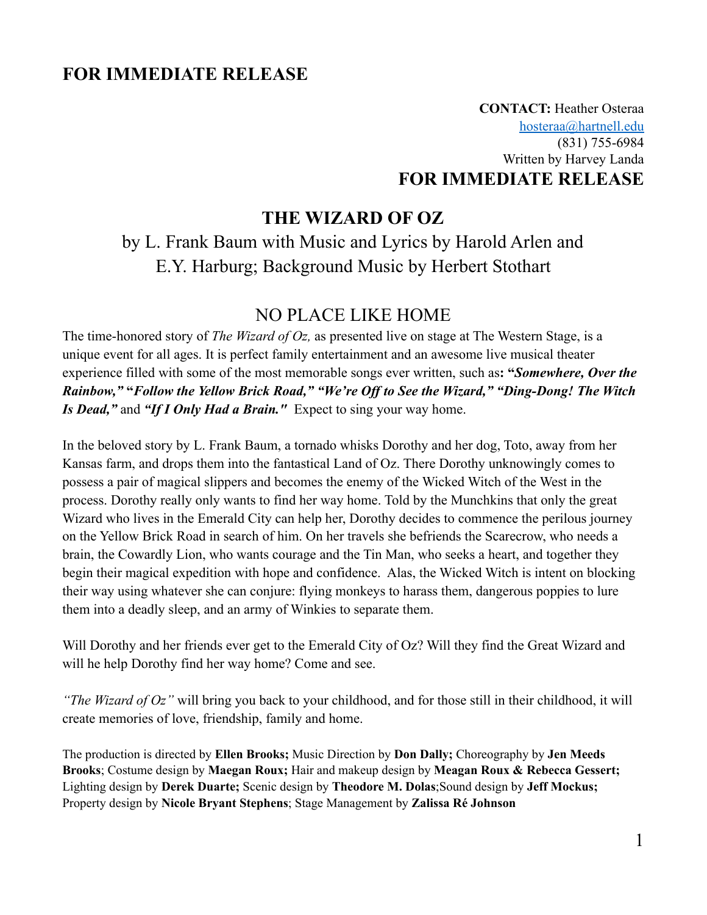## FOR IMMEDIATE RELEASE

**CONTACT:** Heather Osteraa
hosteraa@hartnell.edu
(831) 755-6984
Written by Harvey Landa

**FOR IMMEDIATE RELEASE**

# THE WIZARD OF OZ

by L. Frank Baum with Music and Lyrics by Harold Arlen and E.Y. Harburg; Background Music by Herbert Stothart

## NO PLACE LIKE HOME

The time-honored story of *The Wizard of Oz,* as presented live on stage at The Western Stage, is a unique event for all ages. It is perfect family entertainment and an awesome live musical theater experience filled with some of the most memorable songs ever written, such as**: "*Somewhere, Over the Rainbow,"* "*Follow the Yellow Brick Road," "We're Off to See the Wizard," "Ding-Dong! The Witch Is Dead,"*** and ***"If I Only Had a Brain."*** Expect to sing your way home.

In the beloved story by L. Frank Baum, a tornado whisks Dorothy and her dog, Toto, away from her Kansas farm, and drops them into the fantastical Land of Oz. There Dorothy unknowingly comes to possess a pair of magical slippers and becomes the enemy of the Wicked Witch of the West in the process. Dorothy really only wants to find her way home. Told by the Munchkins that only the great Wizard who lives in the Emerald City can help her, Dorothy decides to commence the perilous journey on the Yellow Brick Road in search of him. On her travels she befriends the Scarecrow, who needs a brain, the Cowardly Lion, who wants courage and the Tin Man, who seeks a heart, and together they begin their magical expedition with hope and confidence. Alas, the Wicked Witch is intent on blocking their way using whatever she can conjure: flying monkeys to harass them, dangerous poppies to lure them into a deadly sleep, and an army of Winkies to separate them.

Will Dorothy and her friends ever get to the Emerald City of Oz? Will they find the Great Wizard and will he help Dorothy find her way home? Come and see.

*"The Wizard of Oz"* will bring you back to your childhood, and for those still in their childhood, it will create memories of love, friendship, family and home.

The production is directed by **Ellen Brooks;** Music Direction by **Don Dally;** Choreography by **Jen Meeds Brooks**; Costume design by **Maegan Roux;** Hair and makeup design by **Meagan Roux & Rebecca Gessert;** Lighting design by **Derek Duarte;** Scenic design by **Theodore M. Dolas**;Sound design by **Jeff Mockus;** Property design by **Nicole Bryant Stephens**; Stage Management by **Zalissa Ré Johnson**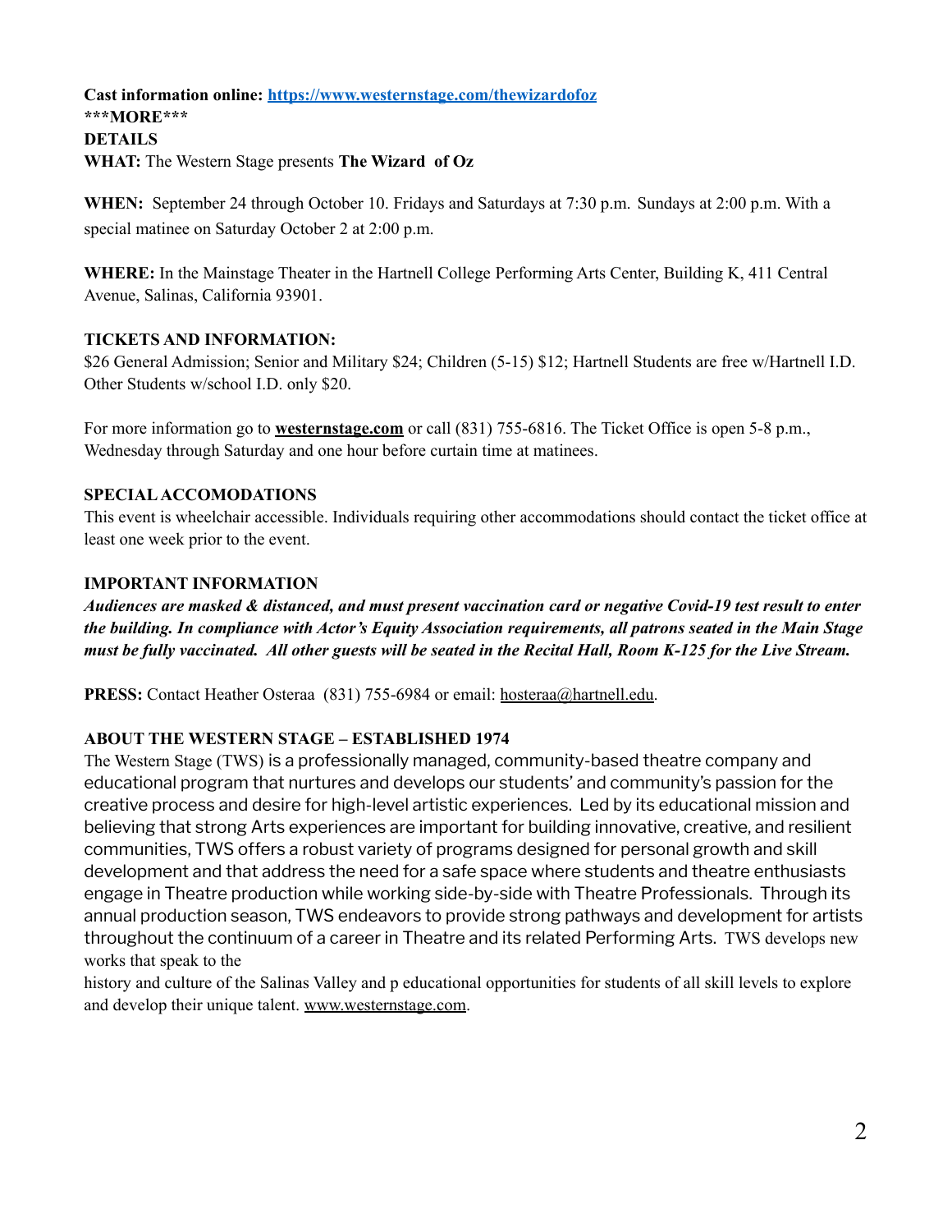**Cast information online: [https://www.westernstage.com/thewizardofoz](https://www.westernstage.com/thewizardofoz)**

**\*\*\*MORE\*\*\***

**DETAILS**

**WHAT:** The Western Stage presents **The Wizard of Oz**

**WHEN:** September 24 through October 10. Fridays and Saturdays at 7:30 p.m. Sundays at 2:00 p.m. With a special matinee on Saturday October 2 at 2:00 p.m.

**WHERE:** In the Mainstage Theater in the Hartnell College Performing Arts Center, Building K, 411 Central Avenue, Salinas, California 93901.

**TICKETS AND INFORMATION:**

$26 General Admission; Senior and Military $24; Children (5-15) $12; Hartnell Students are free w/Hartnell I.D. Other Students w/school I.D. only $20.

For more information go to **westernstage.com** or call (831) 755-6816. The Ticket Office is open 5-8 p.m., Wednesday through Saturday and one hour before curtain time at matinees.

**SPECIAL ACCOMODATIONS**

This event is wheelchair accessible. Individuals requiring other accommodations should contact the ticket office at least one week prior to the event.

**IMPORTANT INFORMATION**

***Audiences are masked & distanced, and must present vaccination card or negative Covid-19 test result to enter the building. In compliance with Actor's Equity Association requirements, all patrons seated in the Main Stage must be fully vaccinated. All other guests will be seated in the Recital Hall, Room K-125 for the Live Stream.***

**PRESS:** Contact Heather Osteraa (831) 755-6984 or email: hosteraa@hartnell.edu.

**ABOUT THE WESTERN STAGE – ESTABLISHED 1974**

The Western Stage (TWS) is a professionally managed, community-based theatre company and educational program that nurtures and develops our students' and community's passion for the creative process and desire for high-level artistic experiences. Led by its educational mission and believing that strong Arts experiences are important for building innovative, creative, and resilient communities, TWS offers a robust variety of programs designed for personal growth and skill development and that address the need for a safe space where students and theatre enthusiasts engage in Theatre production while working side-by-side with Theatre Professionals. Through its annual production season, TWS endeavors to provide strong pathways and development for artists throughout the continuum of a career in Theatre and its related Performing Arts. TWS develops new works that speak to the history and culture of the Salinas Valley and p educational opportunities for students of all skill levels to explore and develop their unique talent. www.westernstage.com.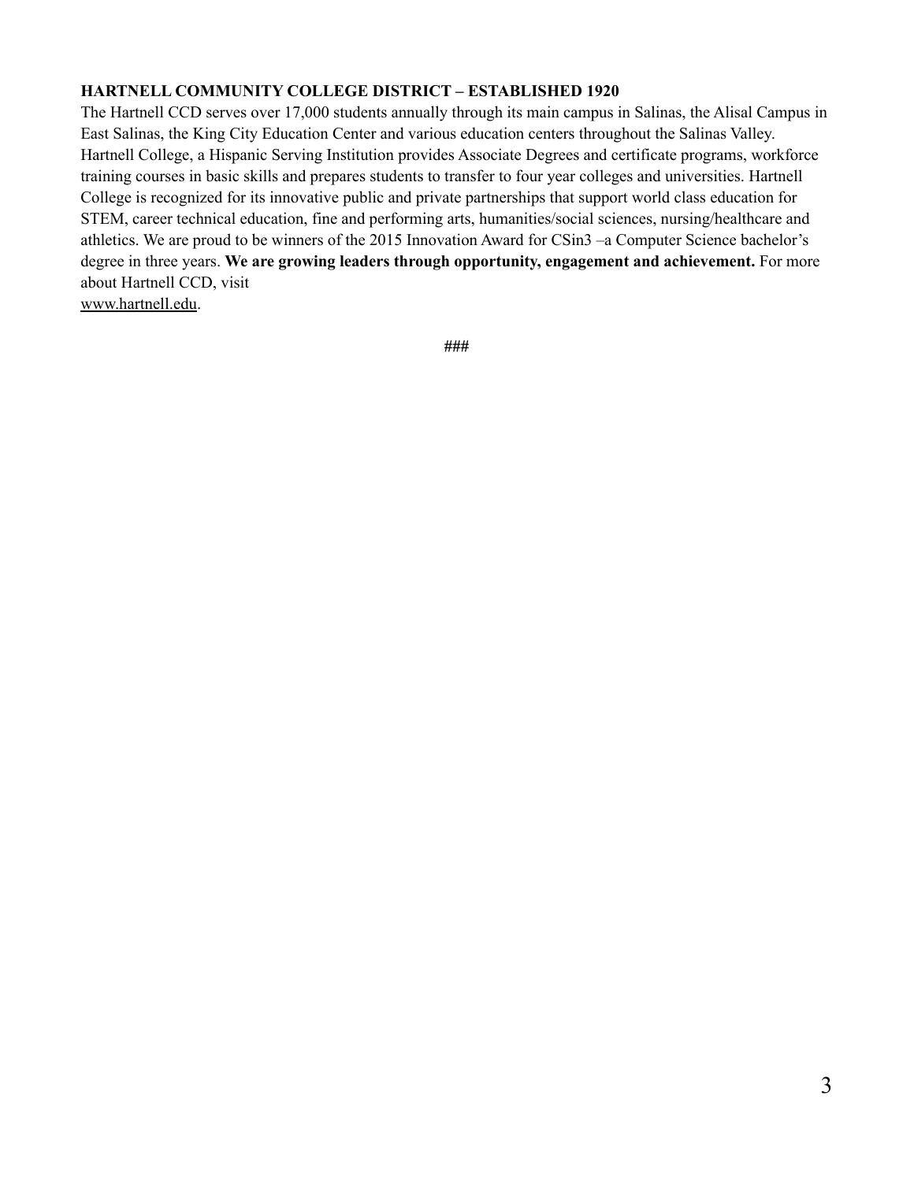**HARTNELL COMMUNITY COLLEGE DISTRICT – ESTABLISHED 1920**

The Hartnell CCD serves over 17,000 students annually through its main campus in Salinas, the Alisal Campus in East Salinas, the King City Education Center and various education centers throughout the Salinas Valley. Hartnell College, a Hispanic Serving Institution provides Associate Degrees and certificate programs, workforce training courses in basic skills and prepares students to transfer to four year colleges and universities. Hartnell College is recognized for its innovative public and private partnerships that support world class education for STEM, career technical education, fine and performing arts, humanities/social sciences, nursing/healthcare and athletics. We are proud to be winners of the 2015 Innovation Award for CSin3 –a Computer Science bachelor's degree in three years. **We are growing leaders through opportunity, engagement and achievement.** For more about Hartnell CCD, visit www.hartnell.edu.

###